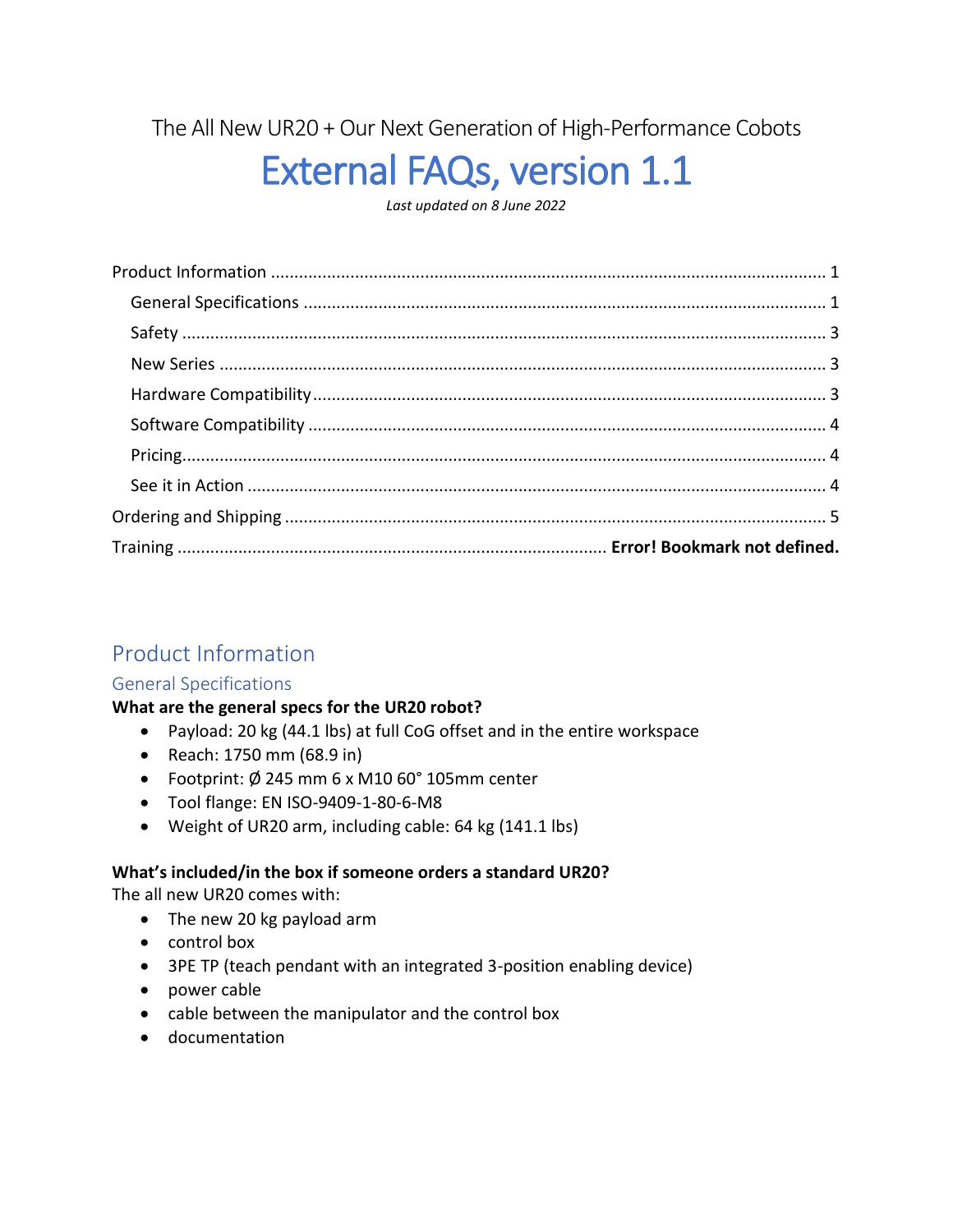The All New UR20 + Our Next Generation of High-Performance Cobots

# External FAQs, version 1.1

*Last updated on 8 June 2022*

Product Information ........................................................................................................... 1
- General Specifications ..................................................................................................... 1
- Safety ............................................................................................................................. 3
- New Series ...................................................................................................................... 3
- Hardware Compatibility ................................................................................................... 3
- Software Compatibility .................................................................................................... 4
- Pricing ............................................................................................................................. 4
- See it in Action ................................................................................................................ 4

Ordering and Shipping ......................................................................................................... 5

Training ......................................................................... **Error! Bookmark not defined.**

## Product Information

### General Specifications

**What are the general specs for the UR20 robot?**

- Payload: 20 kg (44.1 lbs) at full CoG offset and in the entire workspace
- Reach: 1750 mm (68.9 in)
- Footprint: Ø 245 mm 6 x M10 60° 105mm center
- Tool flange: EN ISO-9409-1-80-6-M8
- Weight of UR20 arm, including cable: 64 kg (141.1 lbs)

**What's included/in the box if someone orders a standard UR20?**

The all new UR20 comes with:

- The new 20 kg payload arm
- control box
- 3PE TP (teach pendant with an integrated 3-position enabling device)
- power cable
- cable between the manipulator and the control box
- documentation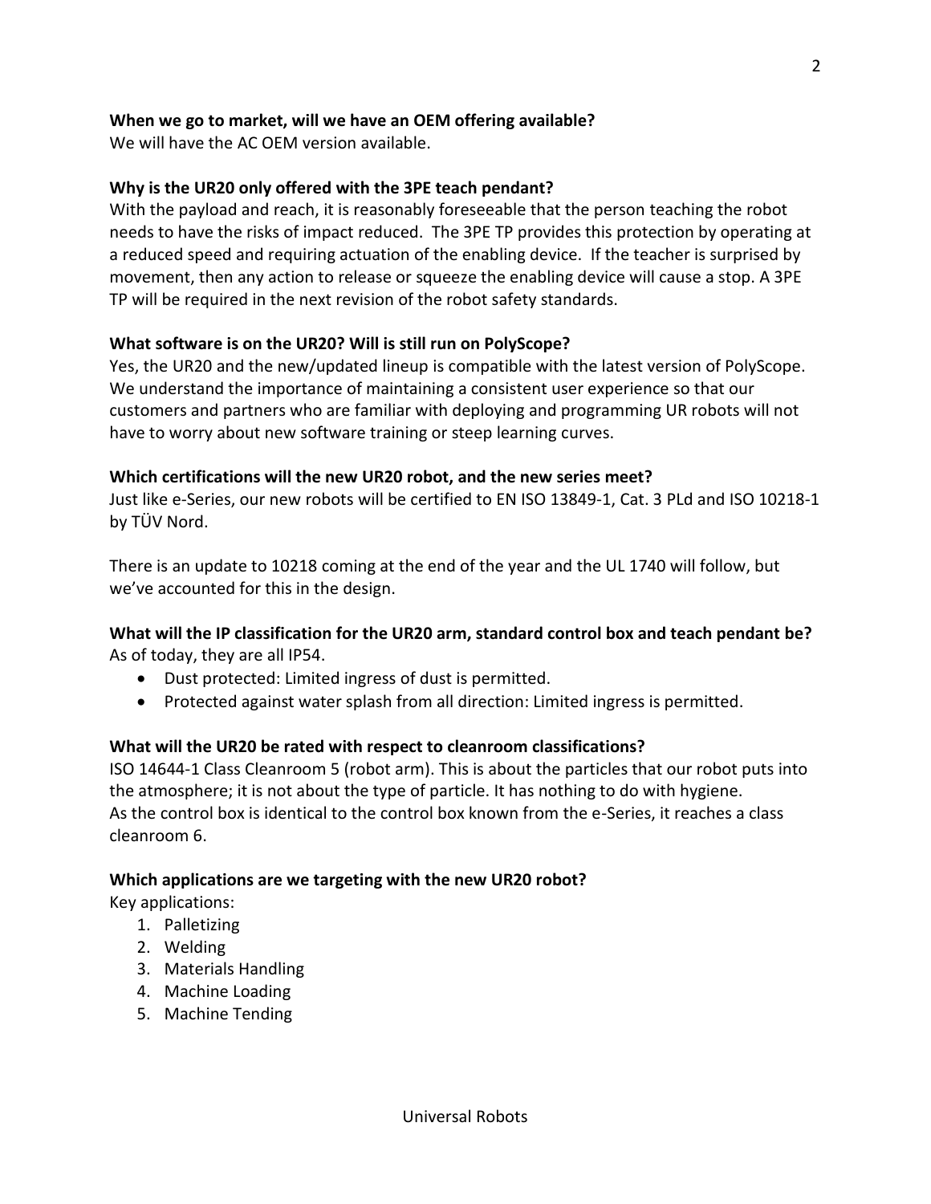**When we go to market, will we have an OEM offering available?**
We will have the AC OEM version available.

**Why is the UR20 only offered with the 3PE teach pendant?**
With the payload and reach, it is reasonably foreseeable that the person teaching the robot needs to have the risks of impact reduced. The 3PE TP provides this protection by operating at a reduced speed and requiring actuation of the enabling device. If the teacher is surprised by movement, then any action to release or squeeze the enabling device will cause a stop. A 3PE TP will be required in the next revision of the robot safety standards.

**What software is on the UR20? Will is still run on PolyScope?**
Yes, the UR20 and the new/updated lineup is compatible with the latest version of PolyScope. We understand the importance of maintaining a consistent user experience so that our customers and partners who are familiar with deploying and programming UR robots will not have to worry about new software training or steep learning curves.

**Which certifications will the new UR20 robot, and the new series meet?**
Just like e-Series, our new robots will be certified to EN ISO 13849-1, Cat. 3 PLd and ISO 10218-1 by TÜV Nord.

There is an update to 10218 coming at the end of the year and the UL 1740 will follow, but we've accounted for this in the design.

**What will the IP classification for the UR20 arm, standard control box and teach pendant be?**
As of today, they are all IP54.

- Dust protected: Limited ingress of dust is permitted.
- Protected against water splash from all direction: Limited ingress is permitted.

**What will the UR20 be rated with respect to cleanroom classifications?**
ISO 14644-1 Class Cleanroom 5 (robot arm). This is about the particles that our robot puts into the atmosphere; it is not about the type of particle. It has nothing to do with hygiene.
As the control box is identical to the control box known from the e-Series, it reaches a class cleanroom 6.

**Which applications are we targeting with the new UR20 robot?**
Key applications:

1. Palletizing
2. Welding
3. Materials Handling
4. Machine Loading
5. Machine Tending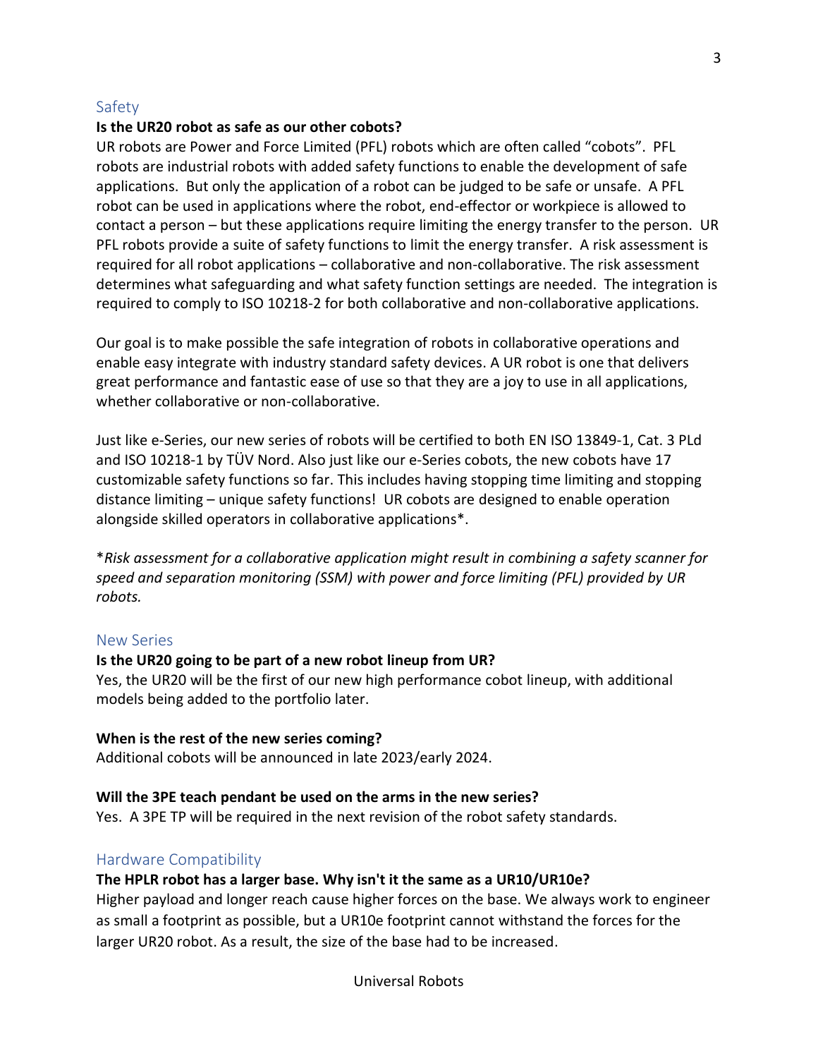## Safety

**Is the UR20 robot as safe as our other cobots?**

UR robots are Power and Force Limited (PFL) robots which are often called "cobots". PFL robots are industrial robots with added safety functions to enable the development of safe applications. But only the application of a robot can be judged to be safe or unsafe. A PFL robot can be used in applications where the robot, end-effector or workpiece is allowed to contact a person – but these applications require limiting the energy transfer to the person. UR PFL robots provide a suite of safety functions to limit the energy transfer. A risk assessment is required for all robot applications – collaborative and non-collaborative. The risk assessment determines what safeguarding and what safety function settings are needed. The integration is required to comply to ISO 10218-2 for both collaborative and non-collaborative applications.

Our goal is to make possible the safe integration of robots in collaborative operations and enable easy integrate with industry standard safety devices. A UR robot is one that delivers great performance and fantastic ease of use so that they are a joy to use in all applications, whether collaborative or non-collaborative.

Just like e-Series, our new series of robots will be certified to both EN ISO 13849-1, Cat. 3 PLd and ISO 10218-1 by TÜV Nord. Also just like our e-Series cobots, the new cobots have 17 customizable safety functions so far. This includes having stopping time limiting and stopping distance limiting – unique safety functions! UR cobots are designed to enable operation alongside skilled operators in collaborative applications*.

**Risk assessment for a collaborative application might result in combining a safety scanner for speed and separation monitoring (SSM) with power and force limiting (PFL) provided by UR robots.*

## New Series

**Is the UR20 going to be part of a new robot lineup from UR?**

Yes, the UR20 will be the first of our new high performance cobot lineup, with additional models being added to the portfolio later.

**When is the rest of the new series coming?**

Additional cobots will be announced in late 2023/early 2024.

**Will the 3PE teach pendant be used on the arms in the new series?**

Yes. A 3PE TP will be required in the next revision of the robot safety standards.

## Hardware Compatibility

**The HPLR robot has a larger base. Why isn't it the same as a UR10/UR10e?**

Higher payload and longer reach cause higher forces on the base. We always work to engineer as small a footprint as possible, but a UR10e footprint cannot withstand the forces for the larger UR20 robot. As a result, the size of the base had to be increased.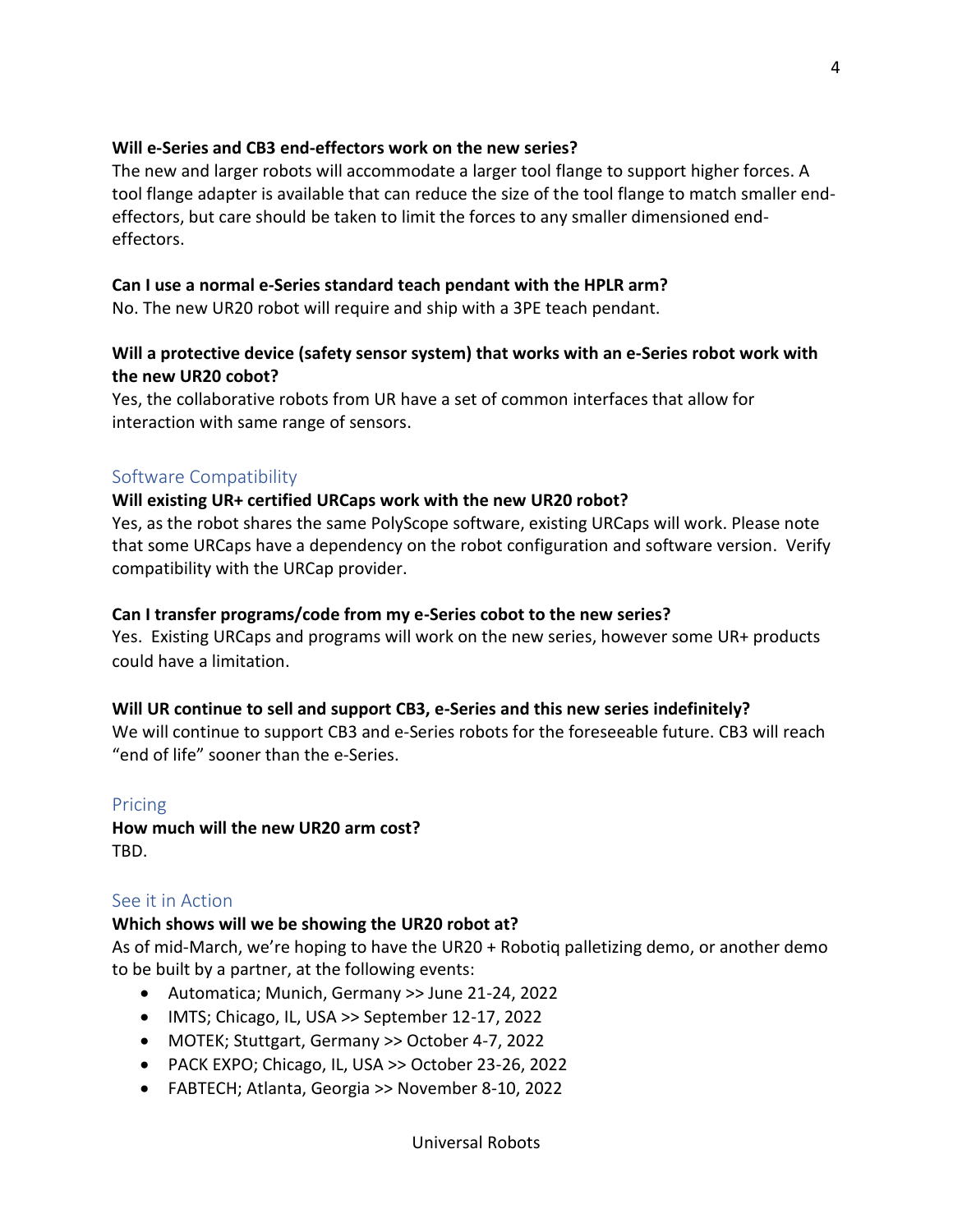**Will e-Series and CB3 end-effectors work on the new series?**

The new and larger robots will accommodate a larger tool flange to support higher forces. A tool flange adapter is available that can reduce the size of the tool flange to match smaller end-effectors, but care should be taken to limit the forces to any smaller dimensioned end-effectors.

**Can I use a normal e-Series standard teach pendant with the HPLR arm?**

No. The new UR20 robot will require and ship with a 3PE teach pendant.

**Will a protective device (safety sensor system) that works with an e-Series robot work with the new UR20 cobot?**

Yes, the collaborative robots from UR have a set of common interfaces that allow for interaction with same range of sensors.

## Software Compatibility

**Will existing UR+ certified URCaps work with the new UR20 robot?**

Yes, as the robot shares the same PolyScope software, existing URCaps will work. Please note that some URCaps have a dependency on the robot configuration and software version. Verify compatibility with the URCap provider.

**Can I transfer programs/code from my e-Series cobot to the new series?**

Yes. Existing URCaps and programs will work on the new series, however some UR+ products could have a limitation.

**Will UR continue to sell and support CB3, e-Series and this new series indefinitely?**

We will continue to support CB3 and e-Series robots for the foreseeable future. CB3 will reach "end of life" sooner than the e-Series.

## Pricing

**How much will the new UR20 arm cost?**

TBD.

## See it in Action

**Which shows will we be showing the UR20 robot at?**

As of mid-March, we're hoping to have the UR20 + Robotiq palletizing demo, or another demo to be built by a partner, at the following events:

- Automatica; Munich, Germany >> June 21-24, 2022
- IMTS; Chicago, IL, USA >> September 12-17, 2022
- MOTEK; Stuttgart, Germany >> October 4-7, 2022
- PACK EXPO; Chicago, IL, USA >> October 23-26, 2022
- FABTECH; Atlanta, Georgia >> November 8-10, 2022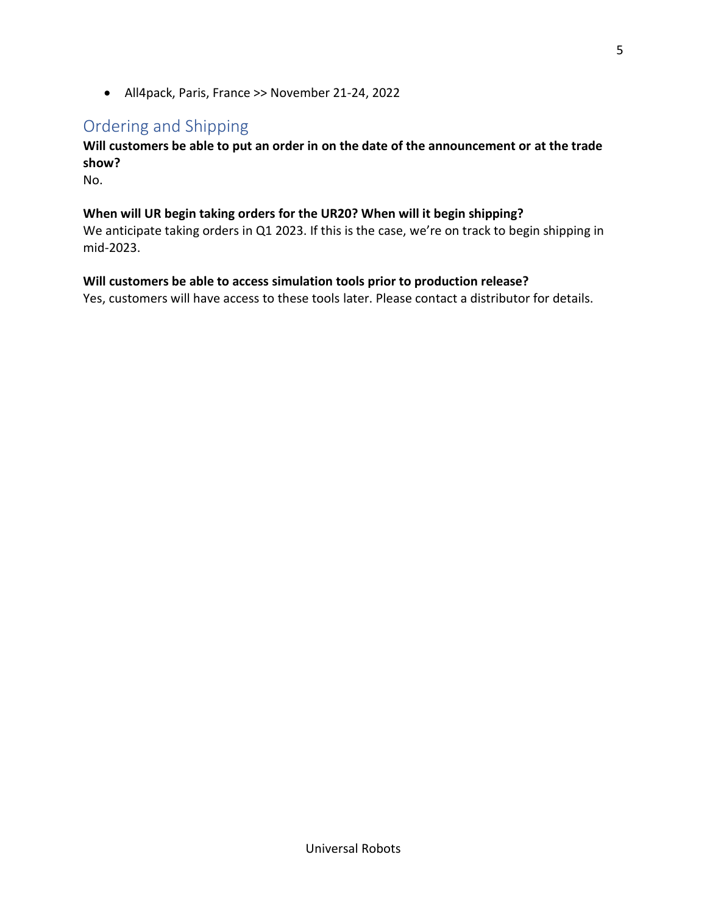- All4pack, Paris, France >> November 21-24, 2022

## Ordering and Shipping

**Will customers be able to put an order in on the date of the announcement or at the trade show?**

No.

**When will UR begin taking orders for the UR20? When will it begin shipping?**

We anticipate taking orders in Q1 2023. If this is the case, we're on track to begin shipping in mid-2023.

**Will customers be able to access simulation tools prior to production release?**

Yes, customers will have access to these tools later. Please contact a distributor for details.